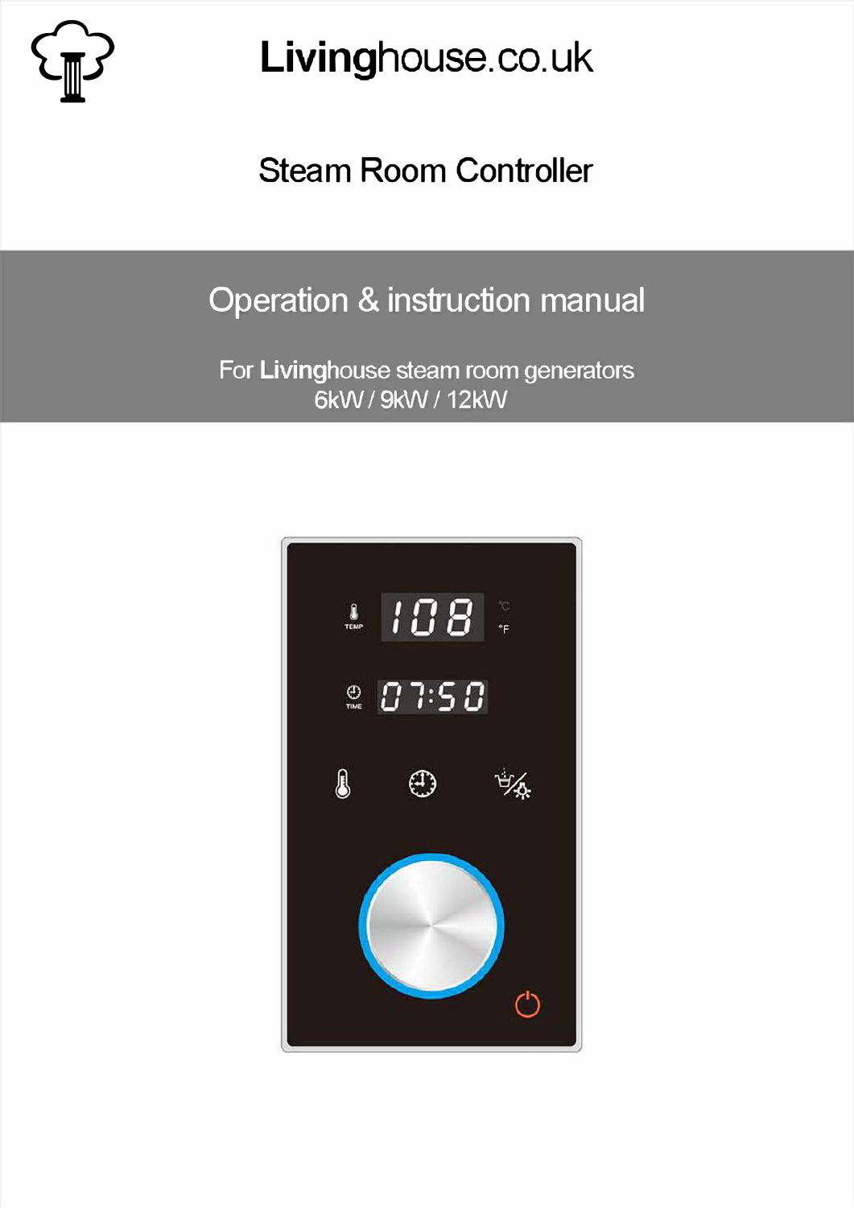# Livinghouse.co.uk

## Steam Room Controller

## Operation & instruction manual

For **Living**house steam room generators
6kW / 9kW / 12kW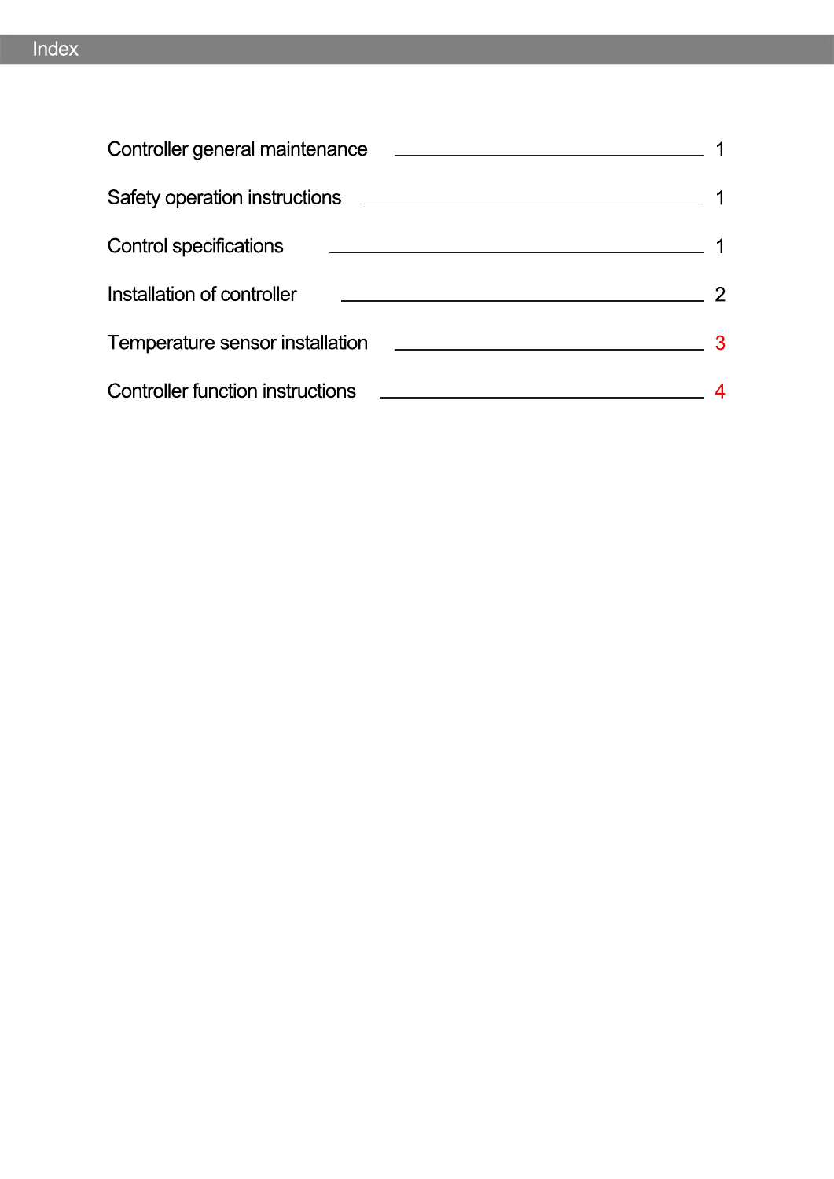# Index

| Section | Page |
| --- | --- |
| Controller general maintenance | 1 |
| Safety operation instructions | 1 |
| Control specifications | 1 |
| Installation of controller | 2 |
| Temperature sensor installation | 3 |
| Controller function instructions | 4 |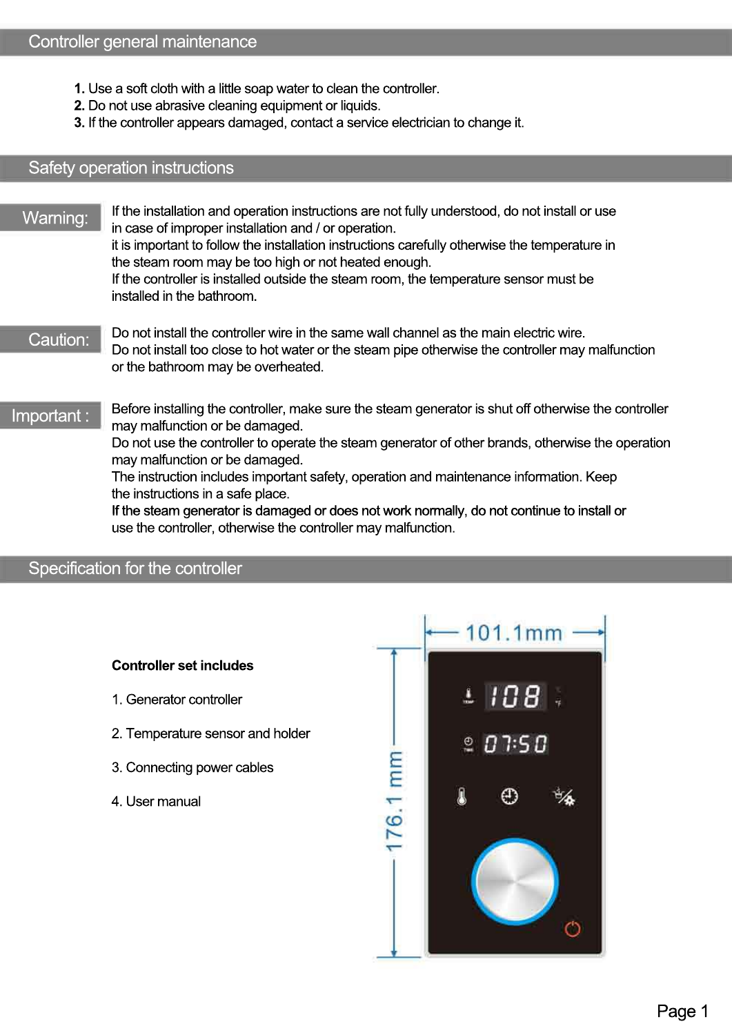## Controller general maintenance

**1.** Use a soft cloth with a little soap water to clean the controller.
**2.** Do not use abrasive cleaning equipment or liquids.
**3.** If the controller appears damaged, contact a service electrician to change it.

## Safety operation instructions

**Warning:**

If the installation and operation instructions are not fully understood, do not install or use in case of improper installation and / or operation.
it is important to follow the installation instructions carefully otherwise the temperature in the steam room may be too high or not heated enough.
If the controller is installed outside the steam room, the temperature sensor must be installed in the bathroom.

**Caution:**

Do not install the controller wire in the same wall channel as the main electric wire.
Do not install too close to hot water or the steam pipe otherwise the controller may malfunction or the bathroom may be overheated.

**Important :**

Before installing the controller, make sure the steam generator is shut off otherwise the controller may malfunction or be damaged.
Do not use the controller to operate the steam generator of other brands, otherwise the operation may malfunction or be damaged.
The instruction includes important safety, operation and maintenance information. Keep the instructions in a safe place.
If the steam generator is damaged or does not work normally, do not continue to install or use the controller, otherwise the controller may malfunction.

## Specification for the controller

**Controller set includes**

1. Generator controller
2. Temperature sensor and holder
3. Connecting power cables
4. User manual

101.1mm

176.1 mm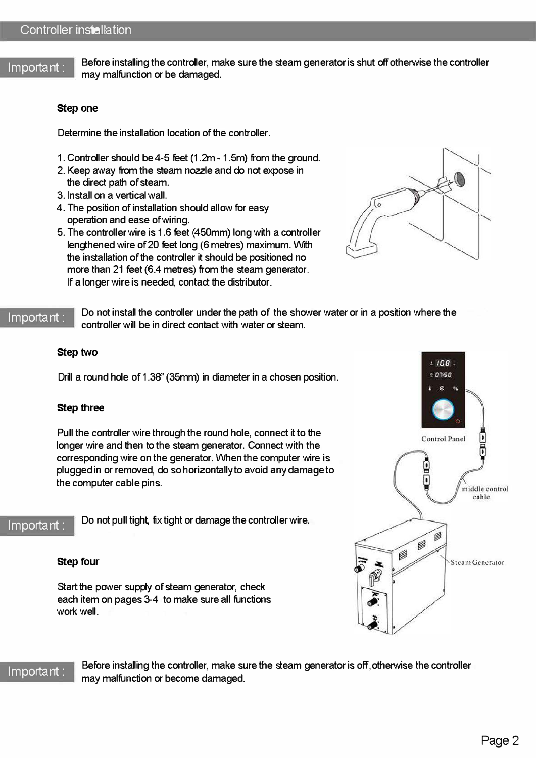## Controller installation

**Important :** Before installing the controller, make sure the steam generator is shut off otherwise the controller may malfunction or be damaged.

**Step one**

Determine the installation location of the controller.

1. Controller should be 4-5 feet (1.2m - 1.5m) from the ground.
2. Keep away from the steam nozzle and do not expose in the direct path of steam.
3. Install on a vertical wall.
4. The position of installation should allow for easy operation and ease of wiring.
5. The controller wire is 1.6 feet (450mm) long with a controller lengthened wire of 20 feet long (6 metres) maximum. With the installation of the controller it should be positioned no more than 21 feet (6.4 metres) from the steam generator. If a longer wire is needed, contact the distributor.

**Important :** Do not install the controller under the path of the shower water or in a position where the controller will be in direct contact with water or steam.

**Step two**

Drill a round hole of 1.38" (35mm) in diameter in a chosen position.

**Step three**

Pull the controller wire through the round hole, connect it to the longer wire and then to the steam generator. Connect with the corresponding wire on the generator. When the computer wire is plugged in or removed, do so horizontally to avoid any damage to the computer cable pins.

Control Panel

middle control cable

Steam Generator

**Important :** Do not pull tight, fix tight or damage the controller wire.

**Step four**

Start the power supply of steam generator, check each item on pages 3-4 to make sure all functions work well.

**Important :** Before installing the controller, make sure the steam generator is off, otherwise the controller may malfunction or become damaged.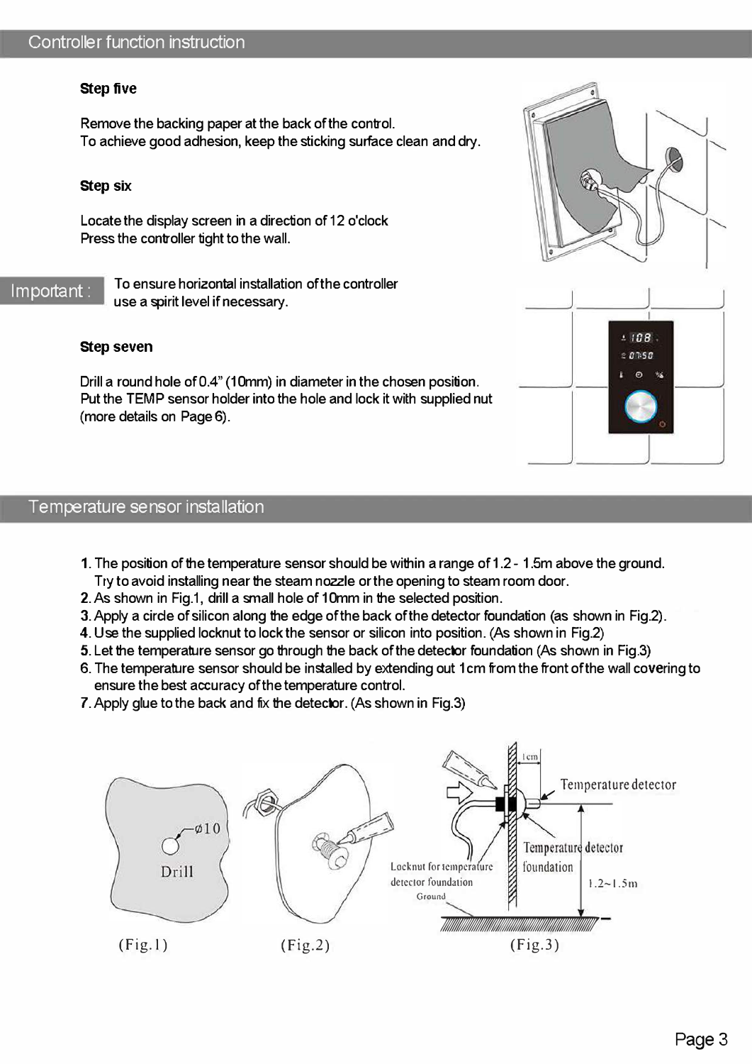## Controller function instruction

**Step five**

Remove the backing paper at the back of the control.
To achieve good adhesion, keep the sticking surface clean and dry.

**Step six**

Locate the display screen in a direction of 12 o'clock
Press the controller tight to the wall.

**Important :** To ensure horizontal installation of the controller use a spirit level if necessary.

**Step seven**

Drill a round hole of 0.4" (10mm) in diameter in the chosen position.
Put the TEMP sensor holder into the hole and lock it with supplied nut (more details on Page 6).

## Temperature sensor installation

1. The position of the temperature sensor should be within a range of 1.2 - 1.5m above the ground. Try to avoid installing near the steam nozzle or the opening to steam room door.
2. As shown in Fig.1, drill a small hole of 10mm in the selected position.
3. Apply a circle of silicon along the edge of the back of the detector foundation (as shown in Fig.2).
4. Use the supplied locknut to lock the sensor or silicon into position. (As shown in Fig.2)
5. Let the temperature sensor go through the back of the detector foundation (As shown in Fig.3)
6. The temperature sensor should be installed by extending out 1cm from the front of the wall covering to ensure the best accuracy of the temperature control.
7. Apply glue to the back and fix the detector. (As shown in Fig.3)

Ø10 Drill

(Fig.1)

(Fig.2)

1cm — Temperature detector — Temperature detector foundation — Locknut for temperature detector foundation — Ground — 1.2~1.5m

(Fig.3)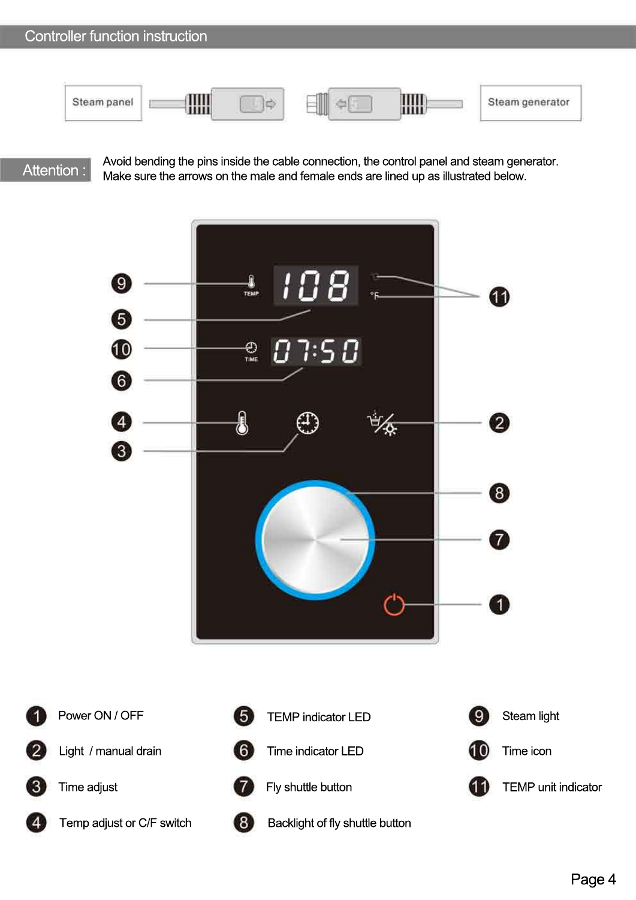## Controller function instruction

Steam panel | Steam generator

**Attention :** Avoid bending the pins inside the cable connection, the control panel and steam generator. Make sure the arrows on the male and female ends are lined up as illustrated below.

1. Power ON / OFF
2. Light / manual drain
3. Time adjust
4. Temp adjust or C/F switch
5. TEMP indicator LED
6. Time indicator LED
7. Fly shuttle button
8. Backlight of fly shuttle button
9. Steam light
10. Time icon
11. TEMP unit indicator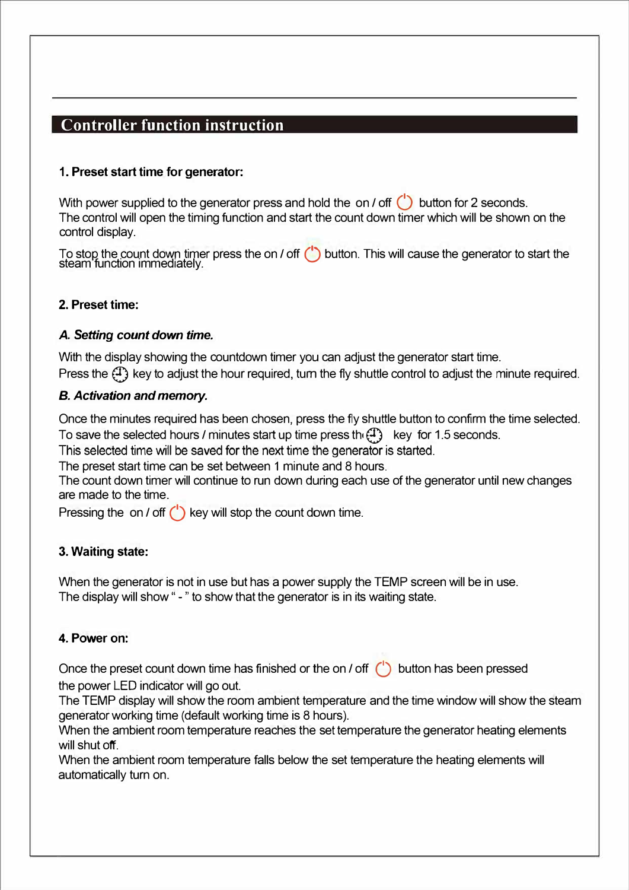## Controller function instruction

**1. Preset start time for generator:**

With power supplied to the generator press and hold the on / off button for 2 seconds.
The control will open the timing function and start the count down timer which will be shown on the control display.

To stop the count down timer press the on / off button. This will cause the generator to start the steam function immediately.

**2. Preset time:**

***A. Setting count down time.***

With the display showing the countdown timer you can adjust the generator start time.
Press the key to adjust the hour required, turn the fly shuttle control to adjust the minute required.

***B. Activation and memory.***

Once the minutes required has been chosen, press the fly shuttle button to confirm the time selected.
To save the selected hours / minutes start up time press the key for 1.5 seconds.
This selected time will be saved for the next time the generator is started.
The preset start time can be set between 1 minute and 8 hours.
The count down timer will continue to run down during each use of the generator until new changes are made to the time.
Pressing the on / off key will stop the count down time.

**3. Waiting state:**

When the generator is not in use but has a power supply the TEMP screen will be in use.
The display will show " - " to show that the generator is in its waiting state.

**4. Power on:**

Once the preset count down time has finished or the on / off button has been pressed the power LED indicator will go out.
The TEMP display will show the room ambient temperature and the time window will show the steam generator working time (default working time is 8 hours).
When the ambient room temperature reaches the set temperature the generator heating elements will shut off.
When the ambient room temperature falls below the set temperature the heating elements will automatically turn on.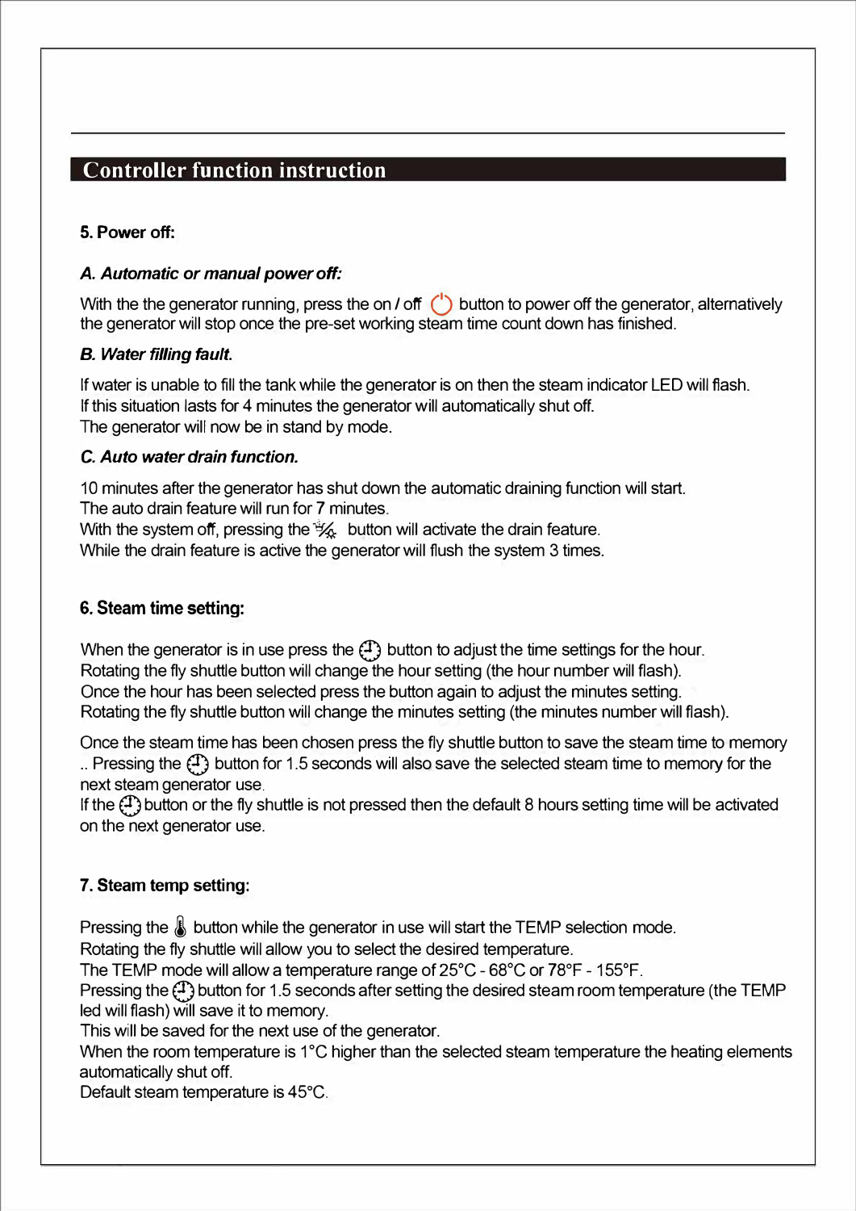## Controller function instruction

### 5. Power off:

***A. Automatic or manual power off:***

With the the generator running, press the on / off button to power off the generator, alternatively the generator will stop once the pre-set working steam time count down has finished.

***B. Water filling fault.***

If water is unable to fill the tank while the generator is on then the steam indicator LED will flash.
If this situation lasts for 4 minutes the generator will automatically shut off.
The generator will now be in stand by mode.

***C. Auto water drain function.***

10 minutes after the generator has shut down the automatic draining function will start.
The auto drain feature will run for 7 minutes.
With the system off, pressing the button will activate the drain feature.
While the drain feature is active the generator will flush the system 3 times.

### 6. Steam time setting:

When the generator is in use press the button to adjust the time settings for the hour.
Rotating the fly shuttle button will change the hour setting (the hour number will flash).
Once the hour has been selected press the button again to adjust the minutes setting.
Rotating the fly shuttle button will change the minutes setting (the minutes number will flash).

Once the steam time has been chosen press the fly shuttle button to save the steam time to memory .. Pressing the button for 1.5 seconds will also save the selected steam time to memory for the next steam generator use.
If the button or the fly shuttle is not pressed then the default 8 hours setting time will be activated on the next generator use.

### 7. Steam temp setting:

Pressing the button while the generator in use will start the TEMP selection mode.
Rotating the fly shuttle will allow you to select the desired temperature.
The TEMP mode will allow a temperature range of 25°C - 68°C or 78°F - 155°F.
Pressing the button for 1.5 seconds after setting the desired steam room temperature (the TEMP led will flash) will save it to memory.
This will be saved for the next use of the generator.
When the room temperature is 1°C higher than the selected steam temperature the heating elements automatically shut off.
Default steam temperature is 45°C.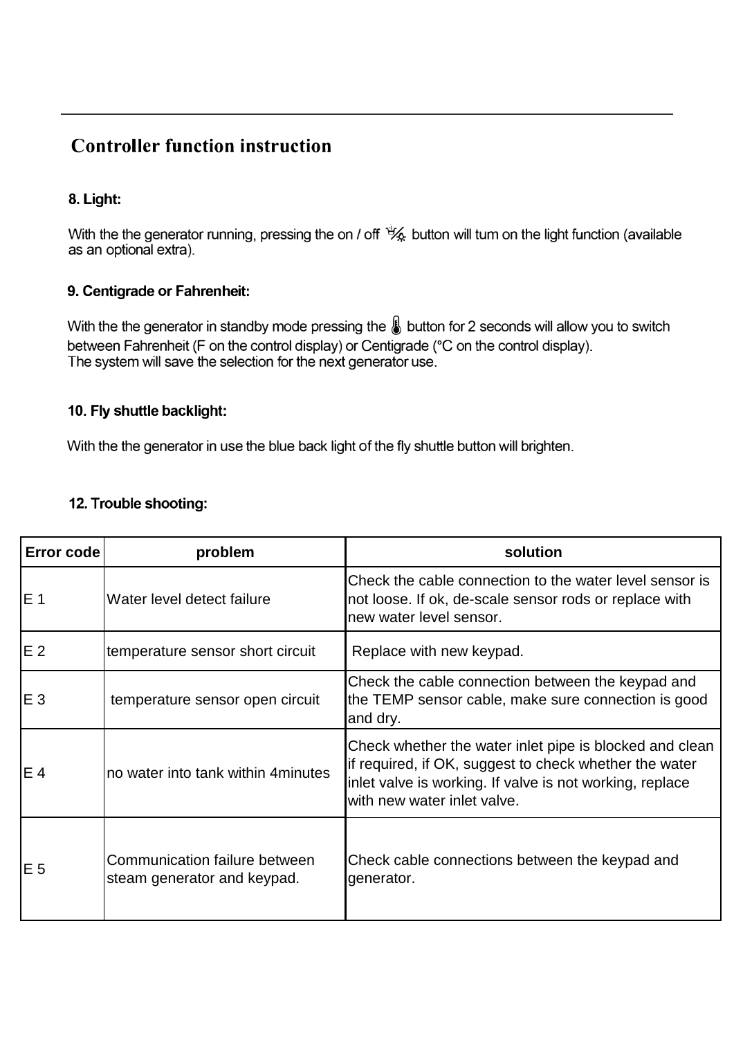## Controller function instruction

### 8. Light:

With the the generator running, pressing the on / off button will tum on the light function (available as an optional extra).

### 9. Centigrade or Fahrenheit:

With the the generator in standby mode pressing the button for 2 seconds will allow you to switch between Fahrenheit (F on the control display) or Centigrade (°C on the control display).
The system will save the selection for the next generator use.

### 10. Fly shuttle backlight:

With the the generator in use the blue back light of the fly shuttle button will brighten.

### 12. Trouble shooting:

| Error code | problem | solution |
|---|---|---|
| E 1 | Water level detect failure | Check the cable connection to the water level sensor is not loose. If ok, de-scale sensor rods or replace with new water level sensor. |
| E 2 | temperature sensor short circuit | Replace with new keypad. |
| E 3 | temperature sensor open circuit | Check the cable connection between the keypad and the TEMP sensor cable, make sure connection is good and dry. |
| E 4 | no water into tank within 4minutes | Check whether the water inlet pipe is blocked and clean if required, if OK, suggest to check whether the water inlet valve is working. If valve is not working, replace with new water inlet valve. |
| E 5 | Communication failure between steam generator and keypad. | Check cable connections between the keypad and generator. |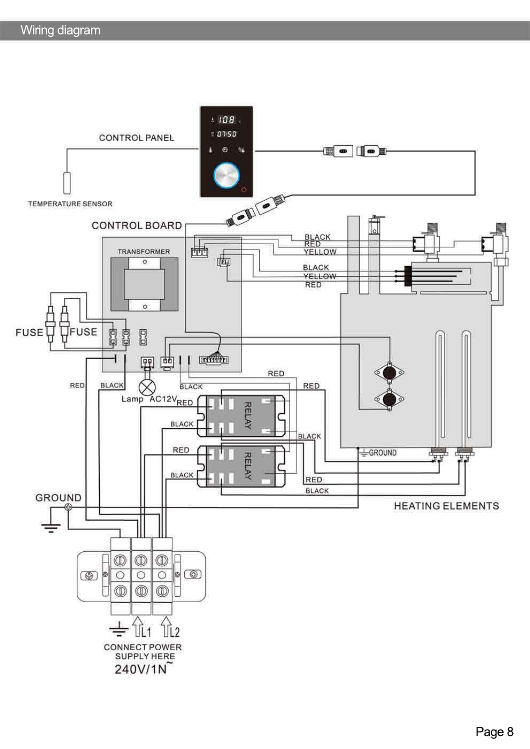# Wiring diagram

CONTROL PANEL

TEMPERATURE SENSOR

CONTROL BOARD

TRANSFORMER

FUSE

FUSE

BLACK
RED
YELLOW

BLACK
YELLOW
RED

RED

BLACK

Lamp AC12V

BLACK

RED

RED

RED

RELAY

BLACK

BLACK

RED

RELAY

BLACK

RED

BLACK

GROUND

GROUND

HEATING ELEMENTS

L1 L2

CONNECT POWER SUPPLY HERE

240V/1N~